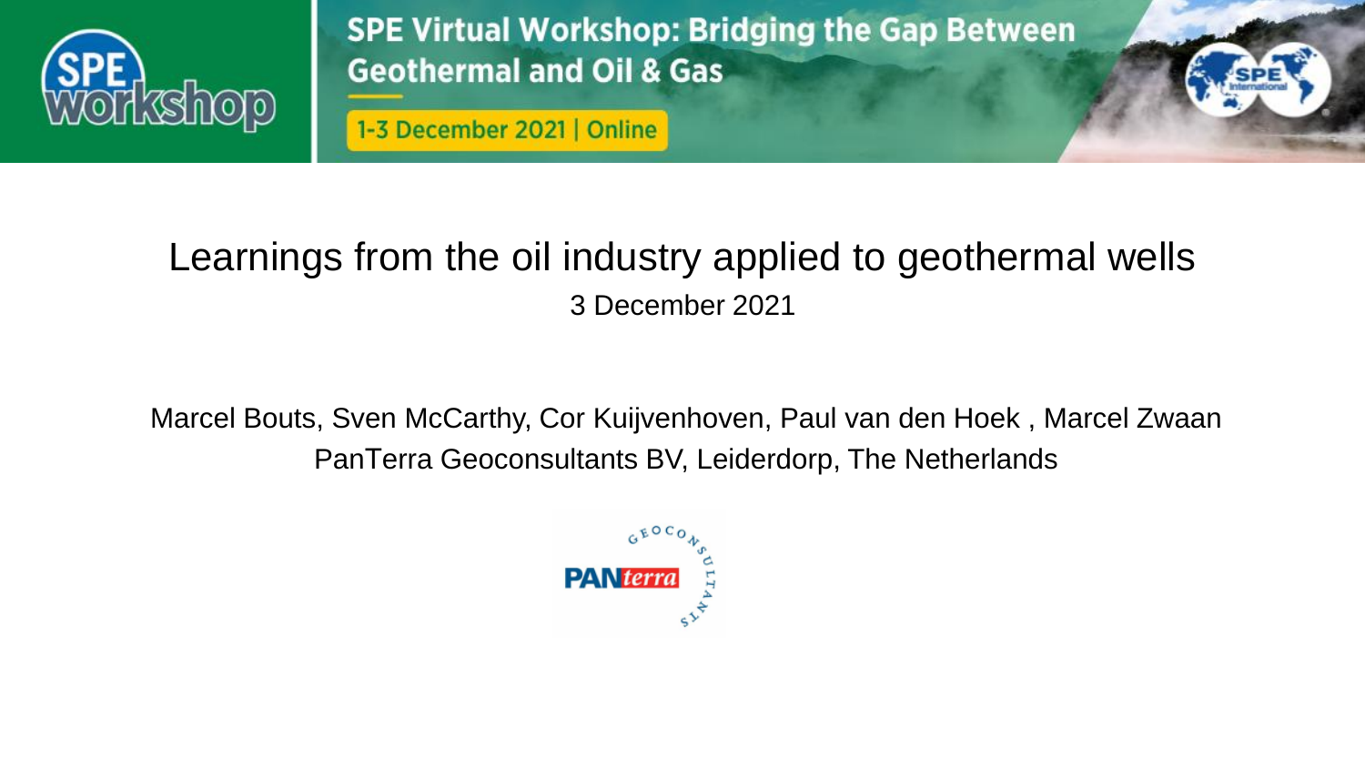SPE Virtual Workshop: Bridging the Gap Between Geothermal and Oil & Gas

1-3 December 2021 | Online

# Learnings from the oil industry applied to geothermal wells

3 December 2021

Marcel Bouts, Sven McCarthy, Cor Kuijvenhoven, Paul van den Hoek , Marcel Zwaan

PanTerra Geoconsultants BV, Leiderdorp, The Netherlands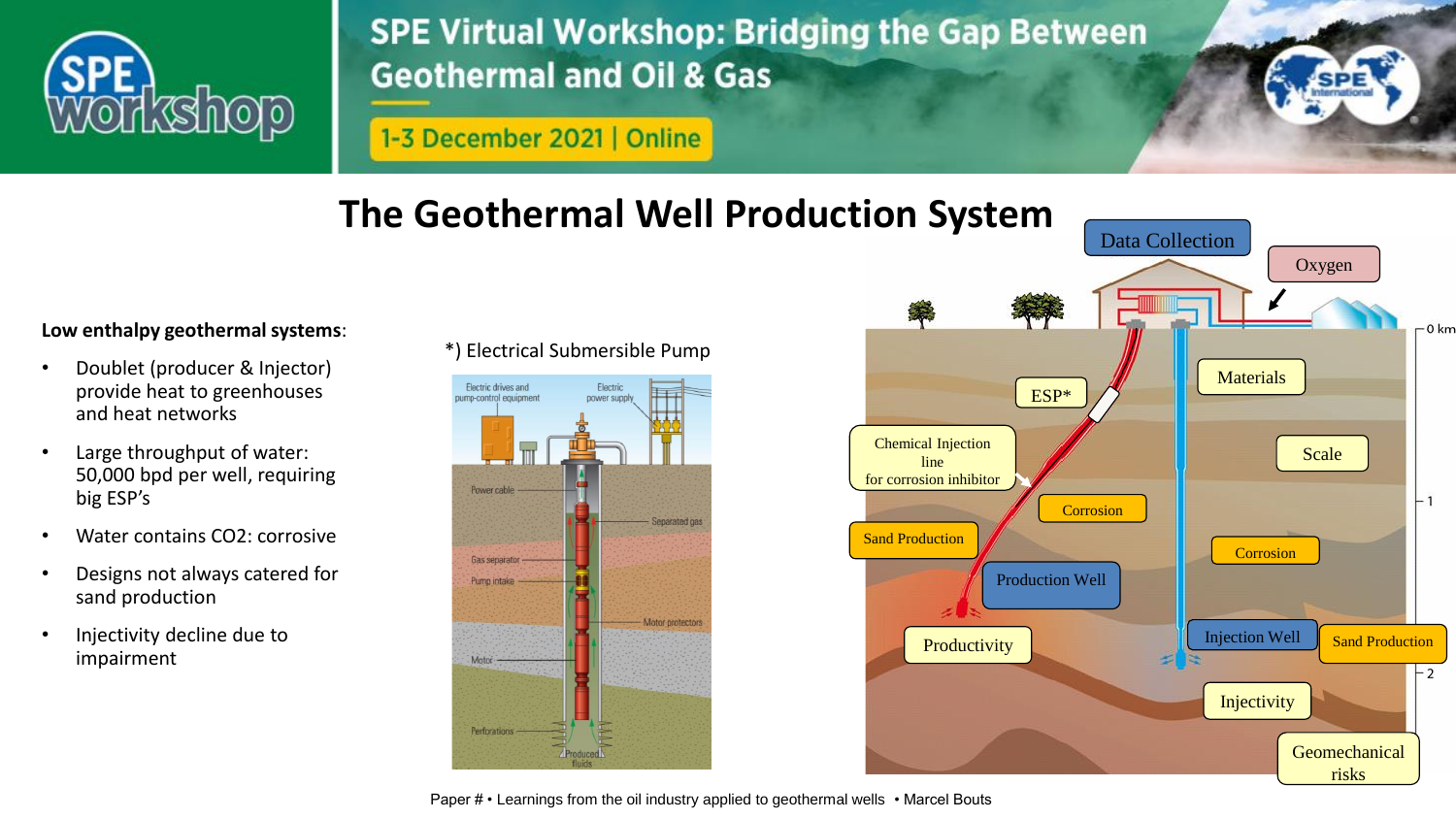# The Geothermal Well Production System

**Low enthalpy geothermal systems**:

- Doublet (producer & Injector) provide heat to greenhouses and heat networks
- Large throughput of water: 50,000 bpd per well, requiring big ESP's
- Water contains CO2: corrosive
- Designs not always catered for sand production
- Injectivity decline due to impairment

*) Electrical Submersible Pump

Electric drives and pump-control equipment · Electric power supply · Power cable · Separated gas · Gas separator · Pump intake · Motor protectors · Motor · Perforations · Produced fluids

Data Collection · Oxygen · ESP* · Materials · Chemical Injection line for corrosion inhibitor · Scale · Corrosion · Sand Production · Corrosion · Production Well · Productivity · Injection Well · Sand Production · Injectivity · Geomechanical risks · 0 km · 1 · 2

Paper # • Learnings from the oil industry applied to geothermal wells • Marcel Bouts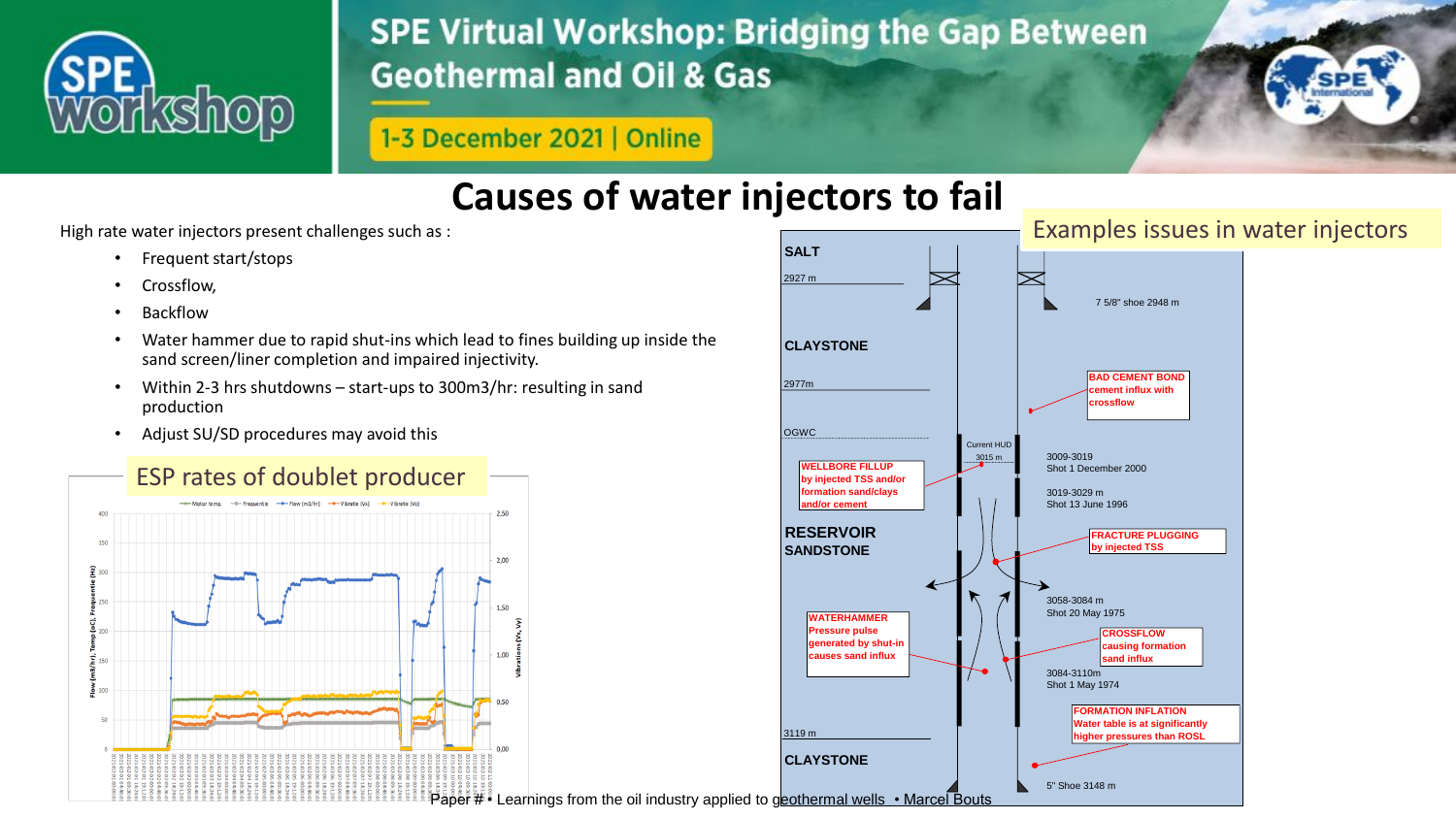# Causes of water injectors to fail

High rate water injectors present challenges such as :

- Frequent start/stops
- Crossflow,
- Backflow
- Water hammer due to rapid shut-ins which lead to fines building up inside the sand screen/liner completion and impaired injectivity.
- Within 2-3 hrs shutdowns – start-ups to 300m3/hr: resulting in sand production
- Adjust SU/SD procedures may avoid this

## ESP rates of doublet producer

## Examples issues in water injectors

SALT

2927 m

7 5/8" shoe 2948 m

CLAYSTONE

2977m

**BAD CEMENT BOND** cement influx with crossflow

OGWC

Current HUD 3015 m

3009-3019 Shot 1 December 2000

**WELLBORE FILLUP** by injected TSS and/or formation sand/clays and/or cement

3019-3029 m Shot 13 June 1996

RESERVOIR SANDSTONE

**FRACTURE PLUGGING** by injected TSS

3058-3084 m Shot 20 May 1975

**WATERHAMMER** Pressure pulse generated by shut-in causes sand influx

**CROSSFLOW** causing formation sand influx

3084-3110m Shot 1 May 1974

**FORMATION INFLATION** Water table is at significantly higher pressures than ROSL

3119 m

CLAYSTONE

5" Shoe 3148 m

Paper # • Learnings from the oil industry applied to geothermal wells • Marcel Bouts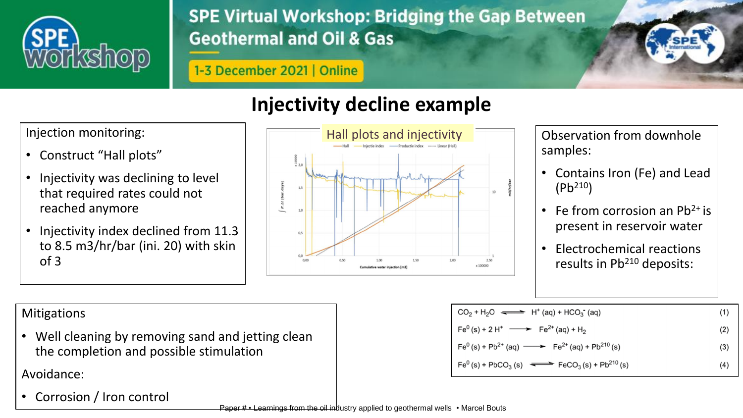# Injectivity decline example

Injection monitoring:

- Construct "Hall plots"
- Injectivity was declining to level that required rates could not reached anymore
- Injectivity index declined from 11.3 to 8.5 m3/hr/bar (ini. 20) with skin of 3

Hall plots and injectivity

Observation from downhole samples:

- Contains Iron (Fe) and Lead ($Pb^{210}$)
- Fe from corrosion an $Pb^{2+}$ is present in reservoir water
- Electrochemical reactions results in $Pb^{210}$ deposits:

$$CO_2 + H_2O \rightleftharpoons H^+ (aq) + HCO_3^- (aq) \quad (1)$$

$$Fe^0 (s) + 2 H^+ \longrightarrow Fe^{2+} (aq) + H_2 \quad (2)$$

$$Fe^0 (s) + Pb^{2+} (aq) \longrightarrow Fe^{2+} (aq) + Pb^{210} (s) \quad (3)$$

$$Fe^0 (s) + PbCO_3 (s) \rightleftharpoons FeCO_3 (s) + Pb^{210} (s) \quad (4)$$

Mitigations

- Well cleaning by removing sand and jetting clean the completion and possible stimulation

Avoidance:

- Corrosion / Iron control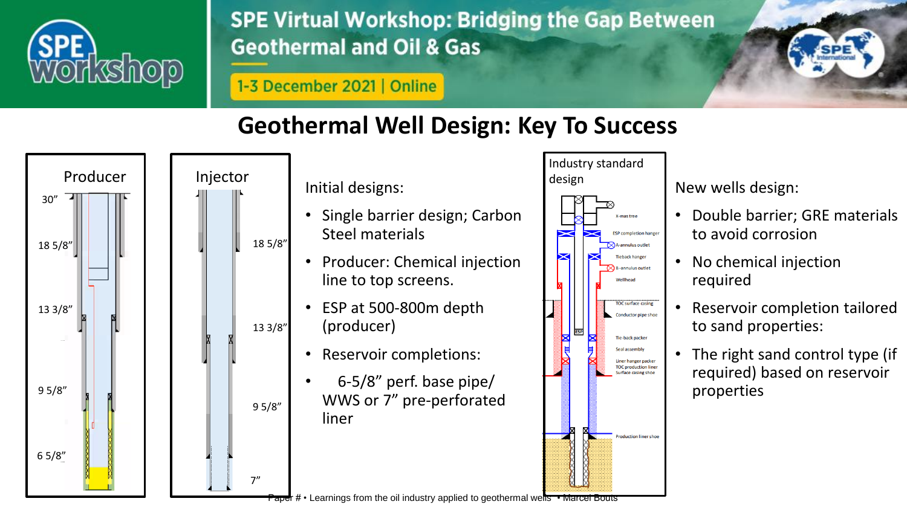# Geothermal Well Design: Key To Success

Initial designs:

- Single barrier design; Carbon Steel materials
- Producer: Chemical injection line to top screens.
- ESP at 500-800m depth (producer)
- Reservoir completions:
- 6-5/8" perf. base pipe/ WWS or 7" pre-perforated liner

New wells design:

- Double barrier; GRE materials to avoid corrosion
- No chemical injection required
- Reservoir completion tailored to sand properties:
- The right sand control type (if required) based on reservoir properties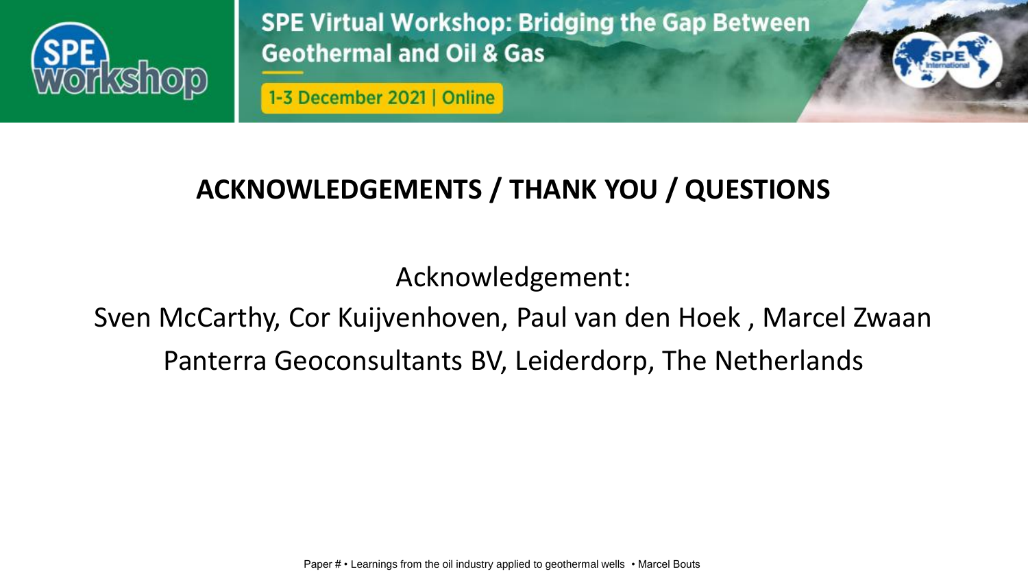## ACKNOWLEDGEMENTS / THANK YOU / QUESTIONS

Acknowledgement:

Sven McCarthy, Cor Kuijvenhoven, Paul van den Hoek , Marcel Zwaan

Panterra Geoconsultants BV, Leiderdorp, The Netherlands